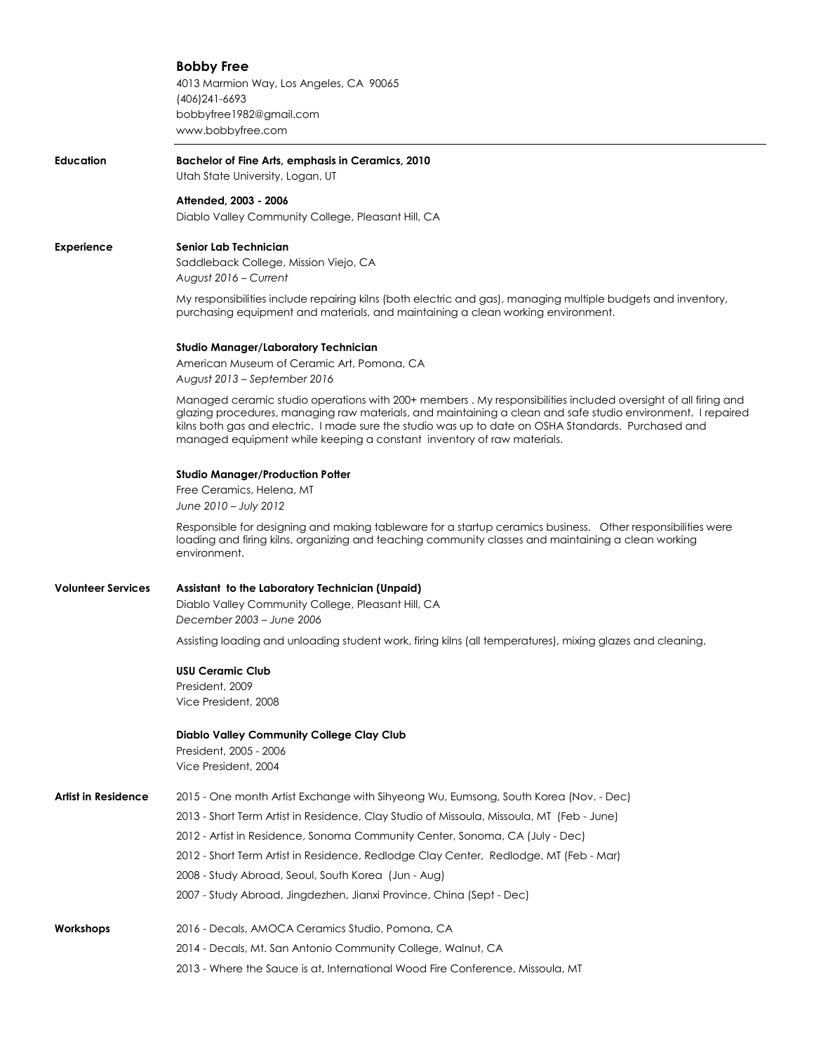# Bobby Free

4013 Marmion Way, Los Angeles, CA 90065
(406)241-6693
bobbyfree1982@gmail.com
www.bobbyfree.com

---

## Education

**Bachelor of Fine Arts, emphasis in Ceramics, 2010**
Utah State University, Logan, UT

**Attended, 2003 - 2006**
Diablo Valley Community College, Pleasant Hill, CA

## Experience

**Senior Lab Technician**
Saddleback College, Mission Viejo, CA
*August 2016 – Current*

My responsibilities include repairing kilns (both electric and gas), managing multiple budgets and inventory, purchasing equipment and materials, and maintaining a clean working environment.

**Studio Manager/Laboratory Technician**
American Museum of Ceramic Art, Pomona, CA
*August 2013 – September 2016*

Managed ceramic studio operations with 200+ members . My responsibilities included oversight of all firing and glazing procedures, managing raw materials, and maintaining a clean and safe studio environment. I repaired kilns both gas and electric. I made sure the studio was up to date on OSHA Standards. Purchased and managed equipment while keeping a constant inventory of raw materials.

**Studio Manager/Production Potter**
Free Ceramics, Helena, MT
*June 2010 – July 2012*

Responsible for designing and making tableware for a startup ceramics business. Other responsibilities were loading and firing kilns, organizing and teaching community classes and maintaining a clean working environment.

## Volunteer Services

**Assistant to the Laboratory Technician (Unpaid)**
Diablo Valley Community College, Pleasant Hill, CA
*December 2003 – June 2006*

Assisting loading and unloading student work, firing kilns (all temperatures), mixing glazes and cleaning.

**USU Ceramic Club**
President, 2009
Vice President, 2008

**Diablo Valley Community College Clay Club**
President, 2005 - 2006
Vice President, 2004

## Artist in Residence

2015 - One month Artist Exchange with Sihyeong Wu, Eumsong, South Korea (Nov. - Dec)

2013 - Short Term Artist in Residence, Clay Studio of Missoula, Missoula, MT (Feb - June)

2012 - Artist in Residence, Sonoma Community Center, Sonoma, CA (July - Dec)

2012 - Short Term Artist in Residence, Redlodge Clay Center, Redlodge, MT (Feb - Mar)

2008 - Study Abroad, Seoul, South Korea (Jun - Aug)

2007 - Study Abroad, Jingdezhen, Jianxi Province, China (Sept - Dec)

## Workshops

2016 - Decals, AMOCA Ceramics Studio, Pomona, CA

2014 - Decals, Mt. San Antonio Community College, Walnut, CA

2013 - Where the Sauce is at, International Wood Fire Conference, Missoula, MT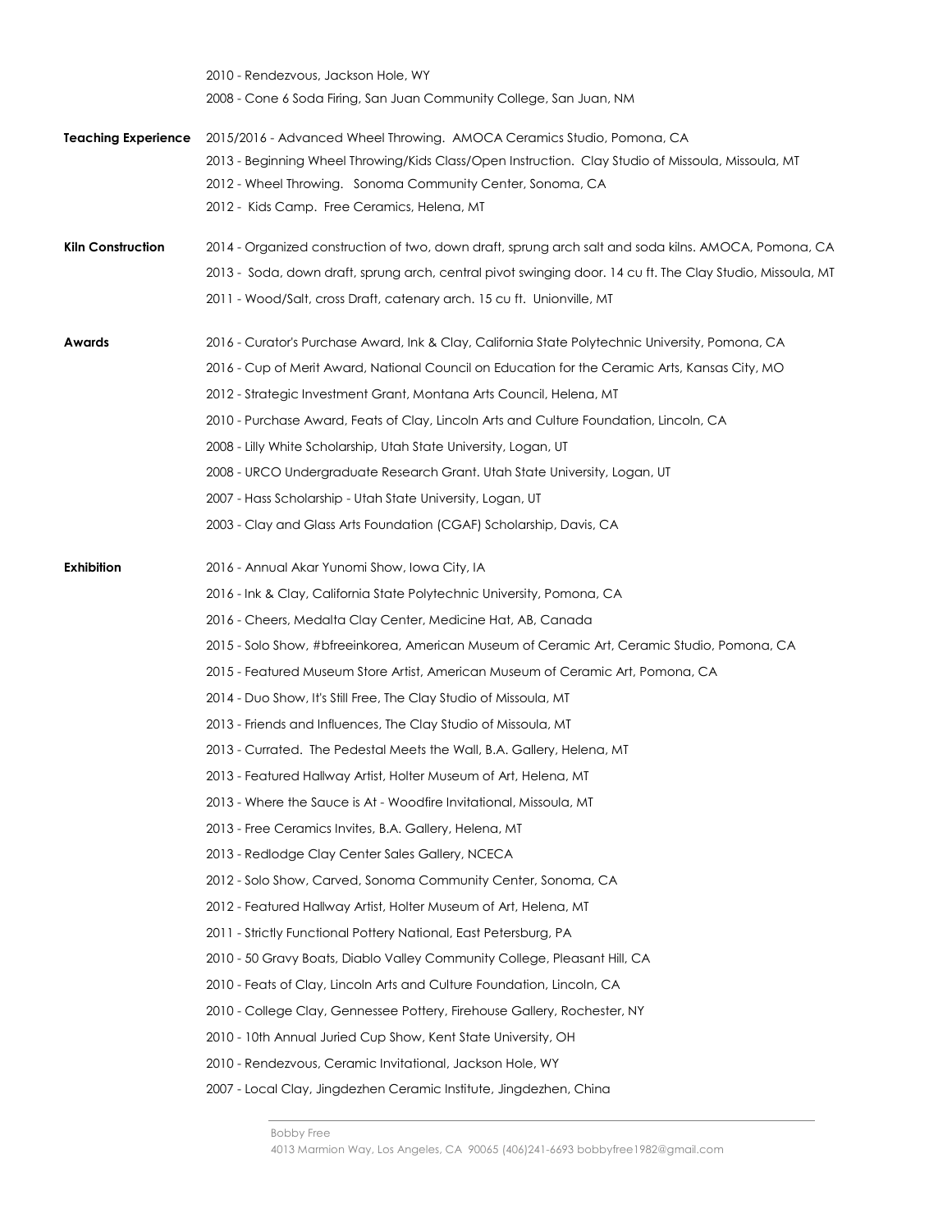2010 - Rendezvous, Jackson Hole, WY

2008 - Cone 6 Soda Firing, San Juan Community College, San Juan, NM

**Teaching Experience**

2015/2016 - Advanced Wheel Throwing. AMOCA Ceramics Studio, Pomona, CA

2013 - Beginning Wheel Throwing/Kids Class/Open Instruction. Clay Studio of Missoula, Missoula, MT

2012 - Wheel Throwing. Sonoma Community Center, Sonoma, CA

2012 - Kids Camp. Free Ceramics, Helena, MT

**Kiln Construction**

2014 - Organized construction of two, down draft, sprung arch salt and soda kilns. AMOCA, Pomona, CA

2013 - Soda, down draft, sprung arch, central pivot swinging door. 14 cu ft. The Clay Studio, Missoula, MT

2011 - Wood/Salt, cross Draft, catenary arch. 15 cu ft. Unionville, MT

**Awards**

2016 - Curator's Purchase Award, Ink & Clay, California State Polytechnic University, Pomona, CA

2016 - Cup of Merit Award, National Council on Education for the Ceramic Arts, Kansas City, MO

2012 - Strategic Investment Grant, Montana Arts Council, Helena, MT

2010 - Purchase Award, Feats of Clay, Lincoln Arts and Culture Foundation, Lincoln, CA

2008 - Lilly White Scholarship, Utah State University, Logan, UT

2008 - URCO Undergraduate Research Grant. Utah State University, Logan, UT

2007 - Hass Scholarship - Utah State University, Logan, UT

2003 - Clay and Glass Arts Foundation (CGAF) Scholarship, Davis, CA

**Exhibition**

2016 - Annual Akar Yunomi Show, Iowa City, IA

2016 - Ink & Clay, California State Polytechnic University, Pomona, CA

2016 - Cheers, Medalta Clay Center, Medicine Hat, AB, Canada

2015 - Solo Show, #bfreeinkorea, American Museum of Ceramic Art, Ceramic Studio, Pomona, CA

2015 - Featured Museum Store Artist, American Museum of Ceramic Art, Pomona, CA

2014 - Duo Show, It's Still Free, The Clay Studio of Missoula, MT

2013 - Friends and Influences, The Clay Studio of Missoula, MT

2013 - Currated. The Pedestal Meets the Wall, B.A. Gallery, Helena, MT

2013 - Featured Hallway Artist, Holter Museum of Art, Helena, MT

2013 - Where the Sauce is At - Woodfire Invitational, Missoula, MT

2013 - Free Ceramics Invites, B.A. Gallery, Helena, MT

2013 - Redlodge Clay Center Sales Gallery, NCECA

2012 - Solo Show, Carved, Sonoma Community Center, Sonoma, CA

2012 - Featured Hallway Artist, Holter Museum of Art, Helena, MT

2011 - Strictly Functional Pottery National, East Petersburg, PA

2010 - 50 Gravy Boats, Diablo Valley Community College, Pleasant Hill, CA

2010 - Feats of Clay, Lincoln Arts and Culture Foundation, Lincoln, CA

2010 - College Clay, Gennessee Pottery, Firehouse Gallery, Rochester, NY

2010 - 10th Annual Juried Cup Show, Kent State University, OH

2010 - Rendezvous, Ceramic Invitational, Jackson Hole, WY

2007 - Local Clay, Jingdezhen Ceramic Institute, Jingdezhen, China